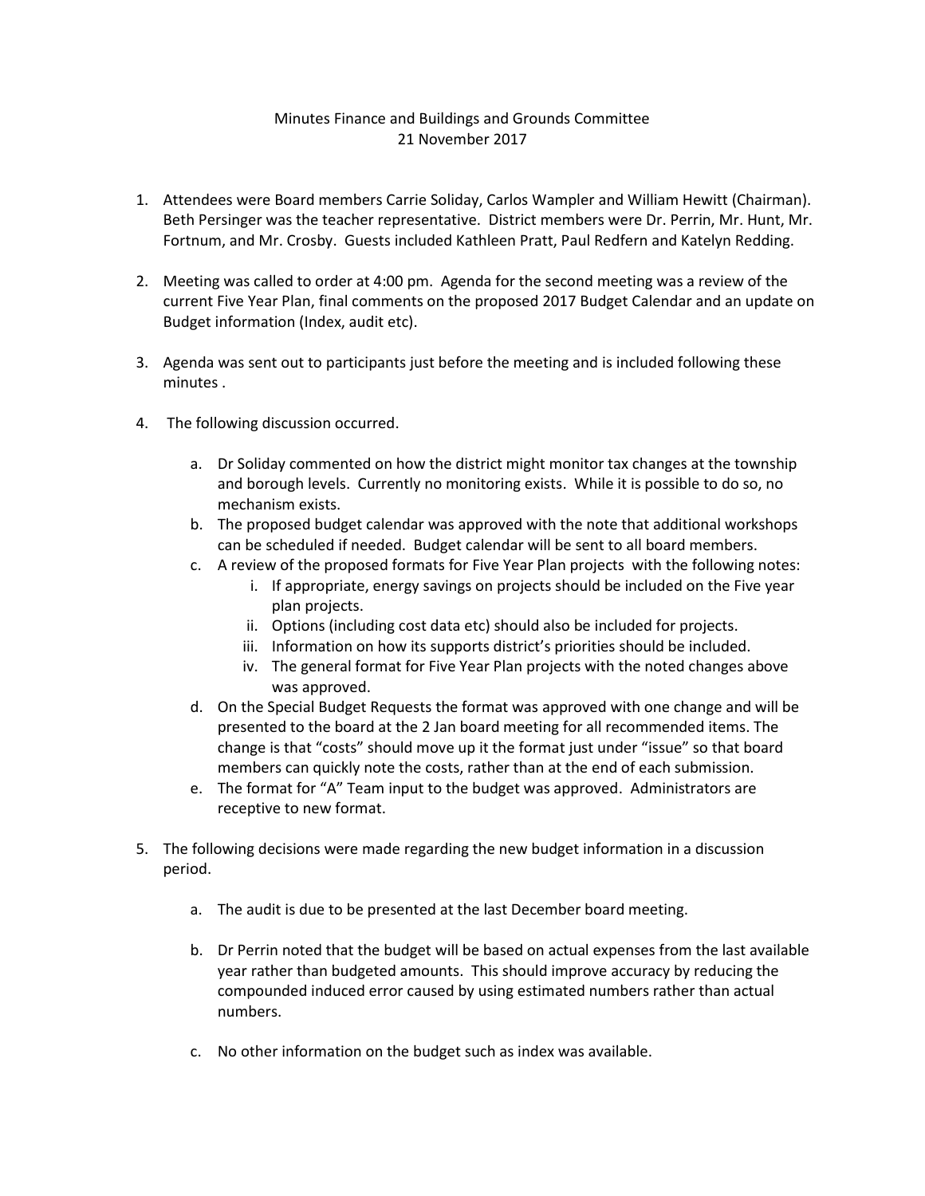Minutes Finance and Buildings and Grounds Committee
21 November 2017

1. Attendees were Board members Carrie Soliday, Carlos Wampler and William Hewitt (Chairman). Beth Persinger was the teacher representative. District members were Dr. Perrin, Mr. Hunt, Mr. Fortnum, and Mr. Crosby. Guests included Kathleen Pratt, Paul Redfern and Katelyn Redding.

2. Meeting was called to order at 4:00 pm. Agenda for the second meeting was a review of the current Five Year Plan, final comments on the proposed 2017 Budget Calendar and an update on Budget information (Index, audit etc).

3. Agenda was sent out to participants just before the meeting and is included following these minutes .

4. The following discussion occurred.

   a. Dr Soliday commented on how the district might monitor tax changes at the township and borough levels. Currently no monitoring exists. While it is possible to do so, no mechanism exists.
   b. The proposed budget calendar was approved with the note that additional workshops can be scheduled if needed. Budget calendar will be sent to all board members.
   c. A review of the proposed formats for Five Year Plan projects with the following notes:
      i. If appropriate, energy savings on projects should be included on the Five year plan projects.
      ii. Options (including cost data etc) should also be included for projects.
      iii. Information on how its supports district's priorities should be included.
      iv. The general format for Five Year Plan projects with the noted changes above was approved.
   d. On the Special Budget Requests the format was approved with one change and will be presented to the board at the 2 Jan board meeting for all recommended items. The change is that "costs" should move up it the format just under "issue" so that board members can quickly note the costs, rather than at the end of each submission.
   e. The format for "A" Team input to the budget was approved. Administrators are receptive to new format.

5. The following decisions were made regarding the new budget information in a discussion period.

   a. The audit is due to be presented at the last December board meeting.

   b. Dr Perrin noted that the budget will be based on actual expenses from the last available year rather than budgeted amounts. This should improve accuracy by reducing the compounded induced error caused by using estimated numbers rather than actual numbers.

   c. No other information on the budget such as index was available.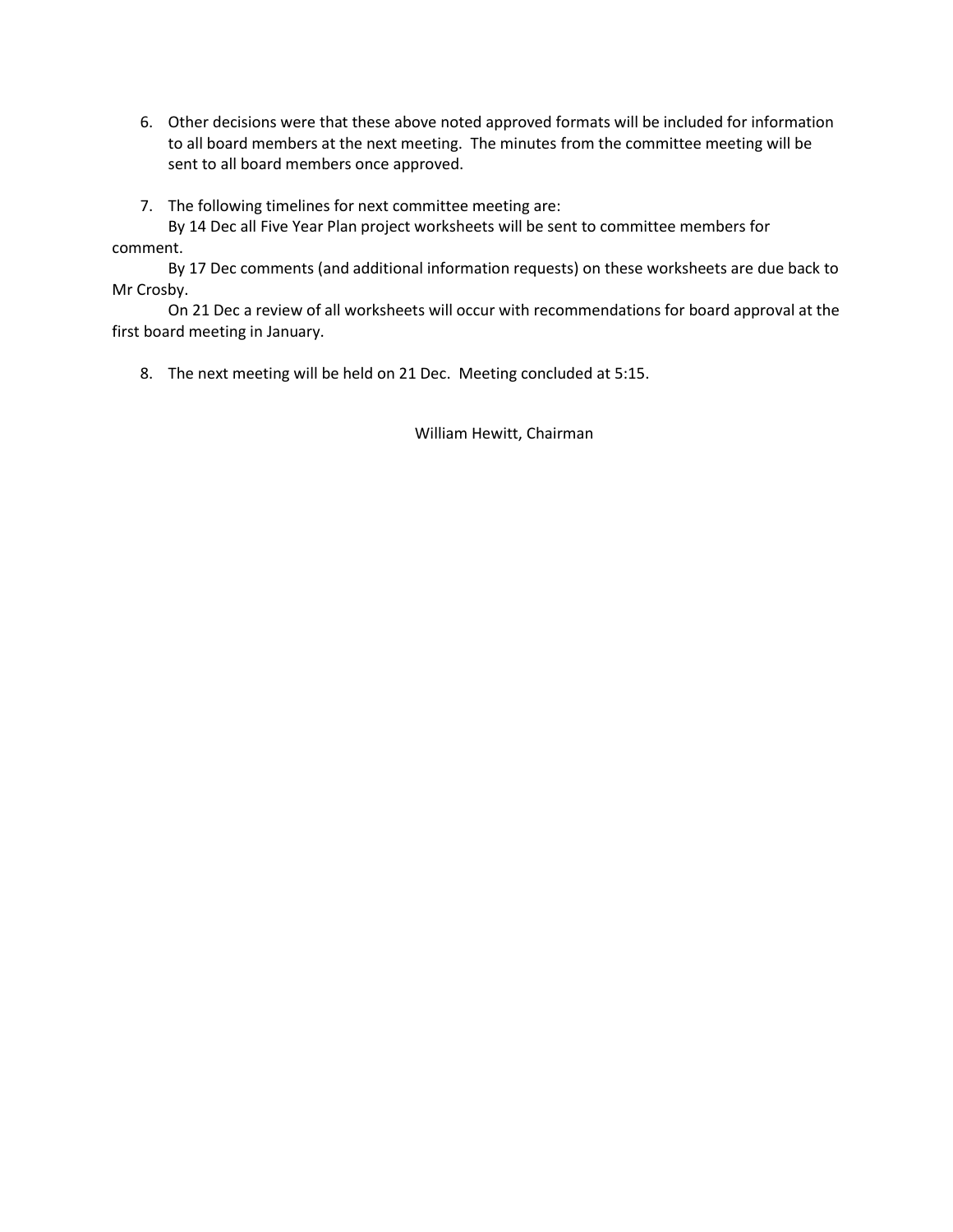6. Other decisions were that these above noted approved formats will be included for information to all board members at the next meeting. The minutes from the committee meeting will be sent to all board members once approved.

7. The following timelines for next committee meeting are:

By 14 Dec all Five Year Plan project worksheets will be sent to committee members for comment.

By 17 Dec comments (and additional information requests) on these worksheets are due back to Mr Crosby.

On 21 Dec a review of all worksheets will occur with recommendations for board approval at the first board meeting in January.

8. The next meeting will be held on 21 Dec. Meeting concluded at 5:15.

William Hewitt, Chairman